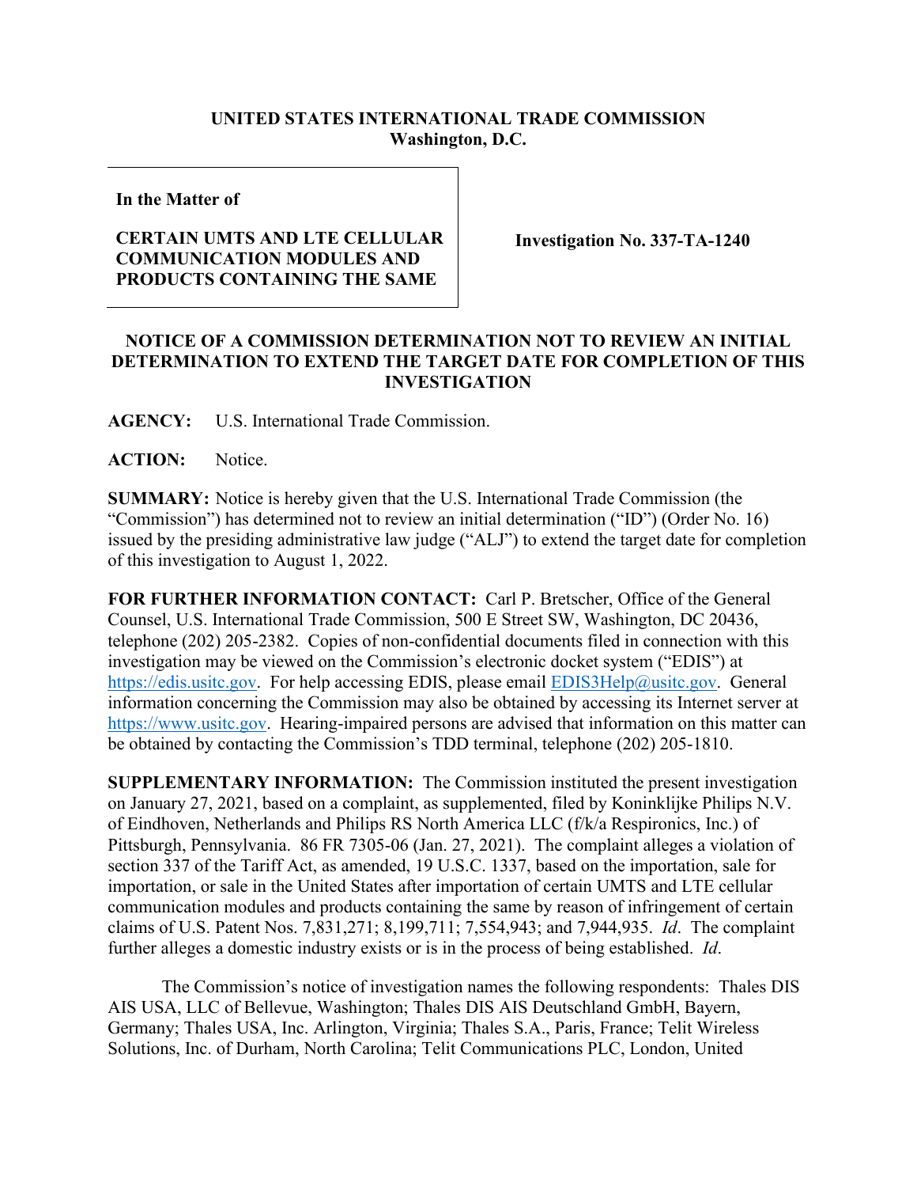**UNITED STATES INTERNATIONAL TRADE COMMISSION**
**Washington, D.C.**

| In the Matter of<br><br>**CERTAIN UMTS AND LTE CELLULAR COMMUNICATION MODULES AND PRODUCTS CONTAINING THE SAME** | **Investigation No. 337-TA-1240** |
|---|---|

## NOTICE OF A COMMISSION DETERMINATION NOT TO REVIEW AN INITIAL DETERMINATION TO EXTEND THE TARGET DATE FOR COMPLETION OF THIS INVESTIGATION

**AGENCY:** U.S. International Trade Commission.

**ACTION:** Notice.

**SUMMARY:** Notice is hereby given that the U.S. International Trade Commission (the "Commission") has determined not to review an initial determination ("ID") (Order No. 16) issued by the presiding administrative law judge ("ALJ") to extend the target date for completion of this investigation to August 1, 2022.

**FOR FURTHER INFORMATION CONTACT:** Carl P. Bretscher, Office of the General Counsel, U.S. International Trade Commission, 500 E Street SW, Washington, DC 20436, telephone (202) 205-2382. Copies of non-confidential documents filed in connection with this investigation may be viewed on the Commission's electronic docket system ("EDIS") at https://edis.usitc.gov. For help accessing EDIS, please email EDIS3Help@usitc.gov. General information concerning the Commission may also be obtained by accessing its Internet server at https://www.usitc.gov. Hearing-impaired persons are advised that information on this matter can be obtained by contacting the Commission's TDD terminal, telephone (202) 205-1810.

**SUPPLEMENTARY INFORMATION:** The Commission instituted the present investigation on January 27, 2021, based on a complaint, as supplemented, filed by Koninklijke Philips N.V. of Eindhoven, Netherlands and Philips RS North America LLC (f/k/a Respironics, Inc.) of Pittsburgh, Pennsylvania. 86 FR 7305-06 (Jan. 27, 2021). The complaint alleges a violation of section 337 of the Tariff Act, as amended, 19 U.S.C. 1337, based on the importation, sale for importation, or sale in the United States after importation of certain UMTS and LTE cellular communication modules and products containing the same by reason of infringement of certain claims of U.S. Patent Nos. 7,831,271; 8,199,711; 7,554,943; and 7,944,935. *Id*. The complaint further alleges a domestic industry exists or is in the process of being established. *Id*.

The Commission's notice of investigation names the following respondents: Thales DIS AIS USA, LLC of Bellevue, Washington; Thales DIS AIS Deutschland GmbH, Bayern, Germany; Thales USA, Inc. Arlington, Virginia; Thales S.A., Paris, France; Telit Wireless Solutions, Inc. of Durham, North Carolina; Telit Communications PLC, London, United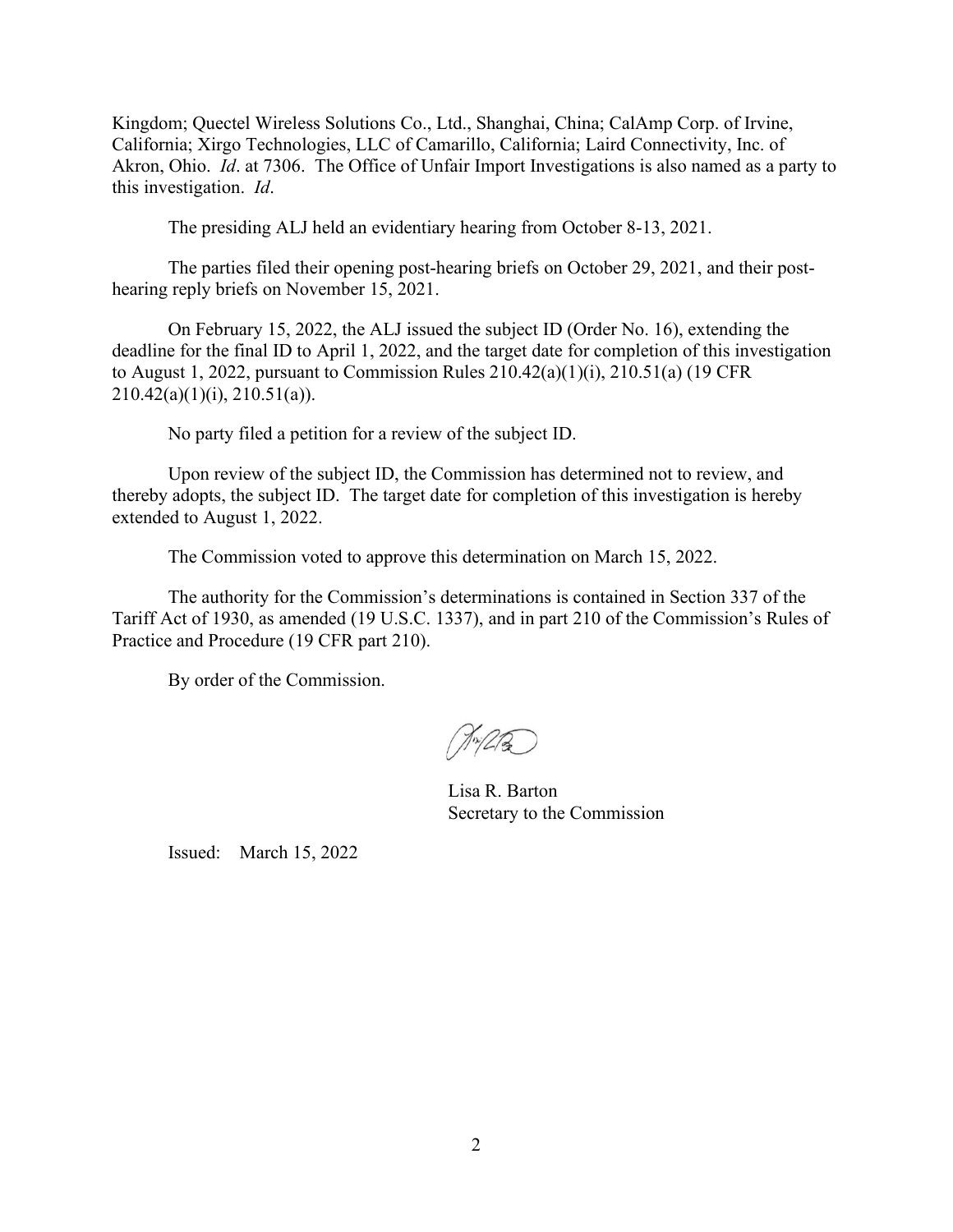Kingdom; Quectel Wireless Solutions Co., Ltd., Shanghai, China; CalAmp Corp. of Irvine, California; Xirgo Technologies, LLC of Camarillo, California; Laird Connectivity, Inc. of Akron, Ohio. *Id*. at 7306. The Office of Unfair Import Investigations is also named as a party to this investigation. *Id*.

The presiding ALJ held an evidentiary hearing from October 8-13, 2021.

The parties filed their opening post-hearing briefs on October 29, 2021, and their post-hearing reply briefs on November 15, 2021.

On February 15, 2022, the ALJ issued the subject ID (Order No. 16), extending the deadline for the final ID to April 1, 2022, and the target date for completion of this investigation to August 1, 2022, pursuant to Commission Rules 210.42(a)(1)(i), 210.51(a) (19 CFR 210.42(a)(1)(i), 210.51(a)).

No party filed a petition for a review of the subject ID.

Upon review of the subject ID, the Commission has determined not to review, and thereby adopts, the subject ID. The target date for completion of this investigation is hereby extended to August 1, 2022.

The Commission voted to approve this determination on March 15, 2022.

The authority for the Commission's determinations is contained in Section 337 of the Tariff Act of 1930, as amended (19 U.S.C. 1337), and in part 210 of the Commission's Rules of Practice and Procedure (19 CFR part 210).

By order of the Commission.

Lisa R. Barton
Secretary to the Commission

Issued: March 15, 2022